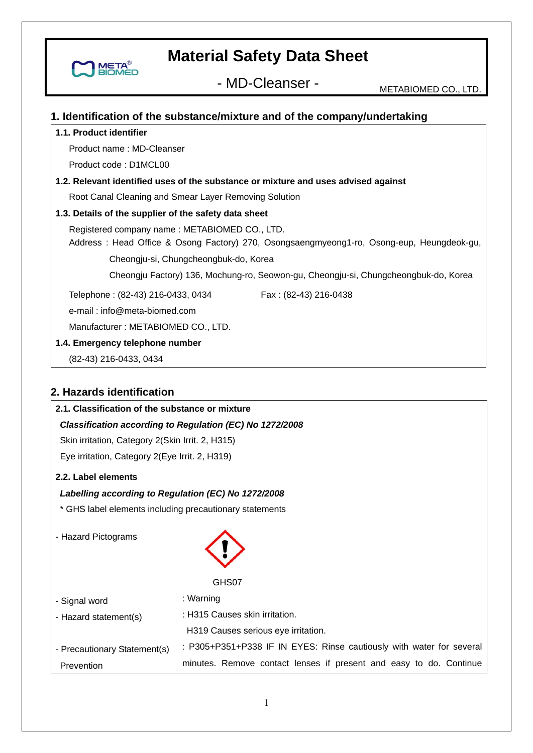# Material Safety Data Sheet

## - MD-Cleanser -

METABIOMED CO., LTD.

## 1. Identification of the substance/mixture and of the company/undertaking

**1.1. Product identifier**

Product name : MD-Cleanser

Product code : D1MCL00

**1.2. Relevant identified uses of the substance or mixture and uses advised against**

Root Canal Cleaning and Smear Layer Removing Solution

**1.3. Details of the supplier of the safety data sheet**

Registered company name : METABIOMED CO., LTD.

Address : Head Office & Osong Factory) 270, Osongsaengmyeong1-ro, Osong-eup, Heungdeok-gu, Cheongju-si, Chungcheongbuk-do, Korea

Cheongju Factory) 136, Mochung-ro, Seowon-gu, Cheongju-si, Chungcheongbuk-do, Korea

Telephone : (82-43) 216-0433, 0434 Fax : (82-43) 216-0438

e-mail : info@meta-biomed.com

Manufacturer : METABIOMED CO., LTD.

**1.4. Emergency telephone number**

(82-43) 216-0433, 0434

## 2. Hazards identification

**2.1. Classification of the substance or mixture**

***Classification according to Regulation (EC) No 1272/2008***

Skin irritation, Category 2(Skin Irrit. 2, H315)

Eye irritation, Category 2(Eye Irrit. 2, H319)

**2.2. Label elements**

***Labelling according to Regulation (EC) No 1272/2008***

\* GHS label elements including precautionary statements

- Hazard Pictograms

GHS07

- Signal word : Warning
- Hazard statement(s) : H315 Causes skin irritation.
  H319 Causes serious eye irritation.
- Precautionary Statement(s) Prevention : P305+P351+P338 IF IN EYES: Rinse cautiously with water for several minutes. Remove contact lenses if present and easy to do. Continue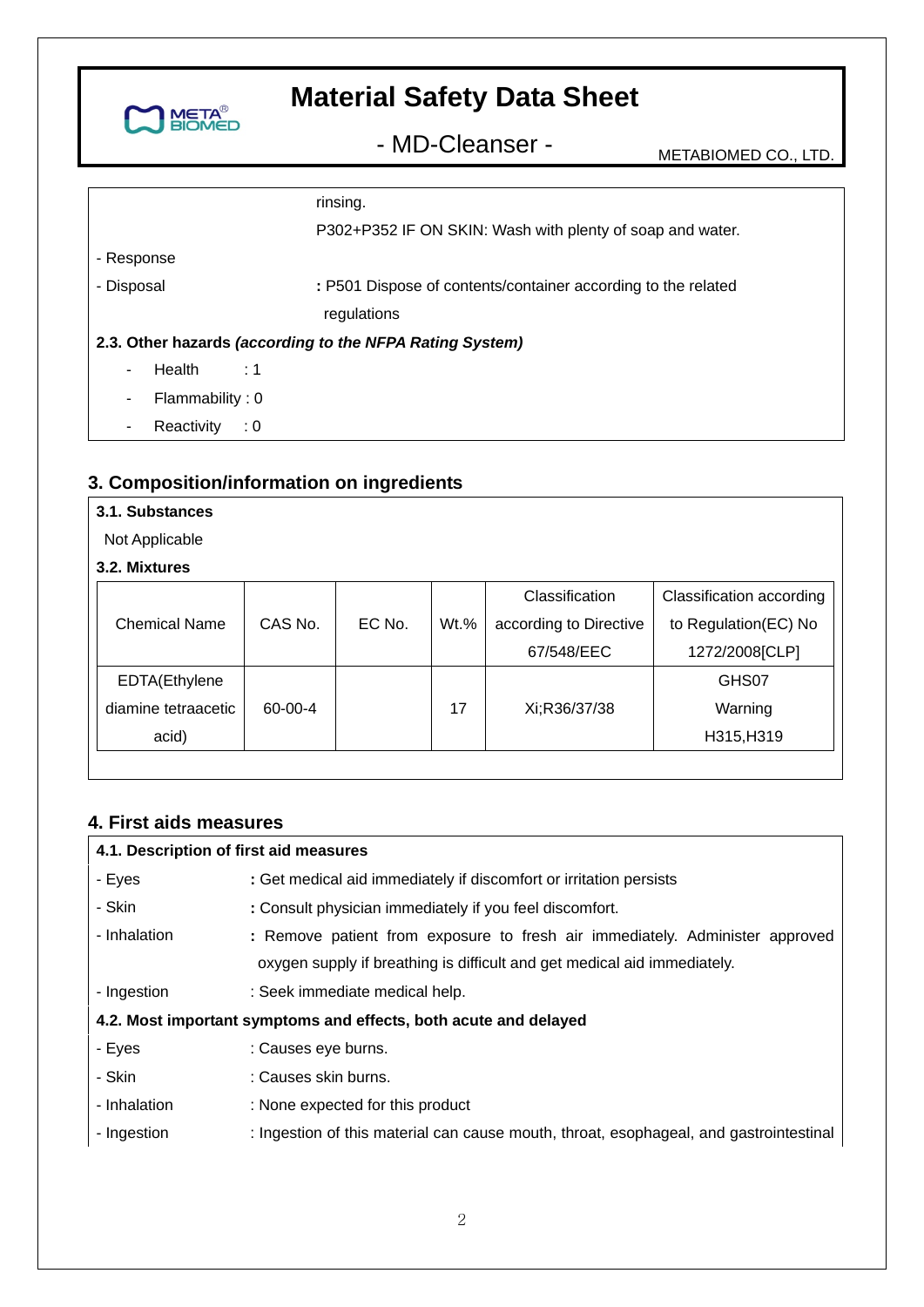rinsing.

P302+P352 IF ON SKIN: Wash with plenty of soap and water.

- Response
- Disposal : P501 Dispose of contents/container according to the related regulations

**2.3. Other hazards** ***(according to the NFPA Rating System)***

- Health : 1
- Flammability : 0
- Reactivity : 0

## 3. Composition/information on ingredients

**3.1. Substances**

Not Applicable

**3.2. Mixtures**

| Chemical Name | CAS No. | EC No. | Wt.% | Classification according to Directive 67/548/EEC | Classification according to Regulation(EC) No 1272/2008[CLP] |
|---|---|---|---|---|---|
| EDTA(Ethylene diamine tetraacetic acid) | 60-00-4 | | 17 | Xi;R36/37/38 | GHS07 Warning H315,H319 |

## 4. First aids measures

**4.1. Description of first aid measures**

- Eyes **:** Get medical aid immediately if discomfort or irritation persists
- Skin **:** Consult physician immediately if you feel discomfort.
- Inhalation **:** Remove patient from exposure to fresh air immediately. Administer approved oxygen supply if breathing is difficult and get medical aid immediately.
- Ingestion : Seek immediate medical help.

**4.2. Most important symptoms and effects, both acute and delayed**

- Eyes : Causes eye burns.
- Skin : Causes skin burns.
- Inhalation : None expected for this product
- Ingestion : Ingestion of this material can cause mouth, throat, esophageal, and gastrointestinal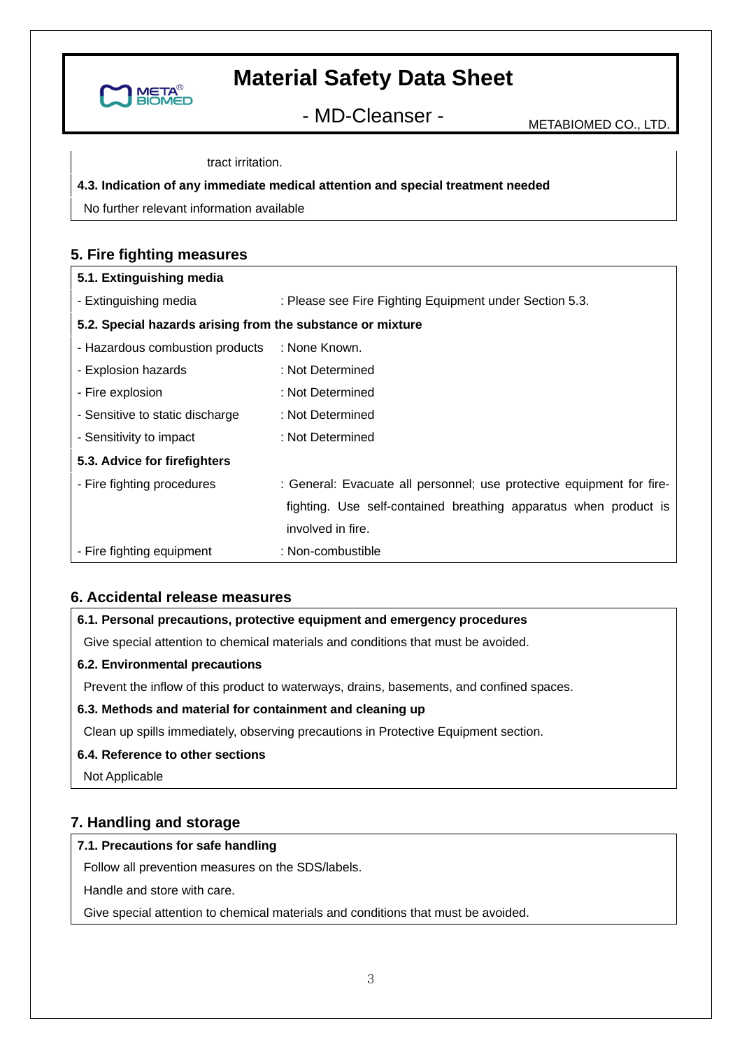tract irritation.

**4.3. Indication of any immediate medical attention and special treatment needed**

No further relevant information available

## 5. Fire fighting measures

**5.1. Extinguishing media**

| | |
|---|---|
| - Extinguishing media | : Please see Fire Fighting Equipment under Section 5.3. |

**5.2. Special hazards arising from the substance or mixture**

| | |
|---|---|
| - Hazardous combustion products | : None Known. |
| - Explosion hazards | : Not Determined |
| - Fire explosion | : Not Determined |
| - Sensitive to static discharge | : Not Determined |
| - Sensitivity to impact | : Not Determined |

**5.3. Advice for firefighters**

| | |
|---|---|
| - Fire fighting procedures | : General: Evacuate all personnel; use protective equipment for fire-fighting. Use self-contained breathing apparatus when product is involved in fire. |
| - Fire fighting equipment | : Non-combustible |

## 6. Accidental release measures

**6.1. Personal precautions, protective equipment and emergency procedures**

Give special attention to chemical materials and conditions that must be avoided.

**6.2. Environmental precautions**

Prevent the inflow of this product to waterways, drains, basements, and confined spaces.

**6.3. Methods and material for containment and cleaning up**

Clean up spills immediately, observing precautions in Protective Equipment section.

**6.4. Reference to other sections**

Not Applicable

## 7. Handling and storage

**7.1. Precautions for safe handling**

Follow all prevention measures on the SDS/labels.

Handle and store with care.

Give special attention to chemical materials and conditions that must be avoided.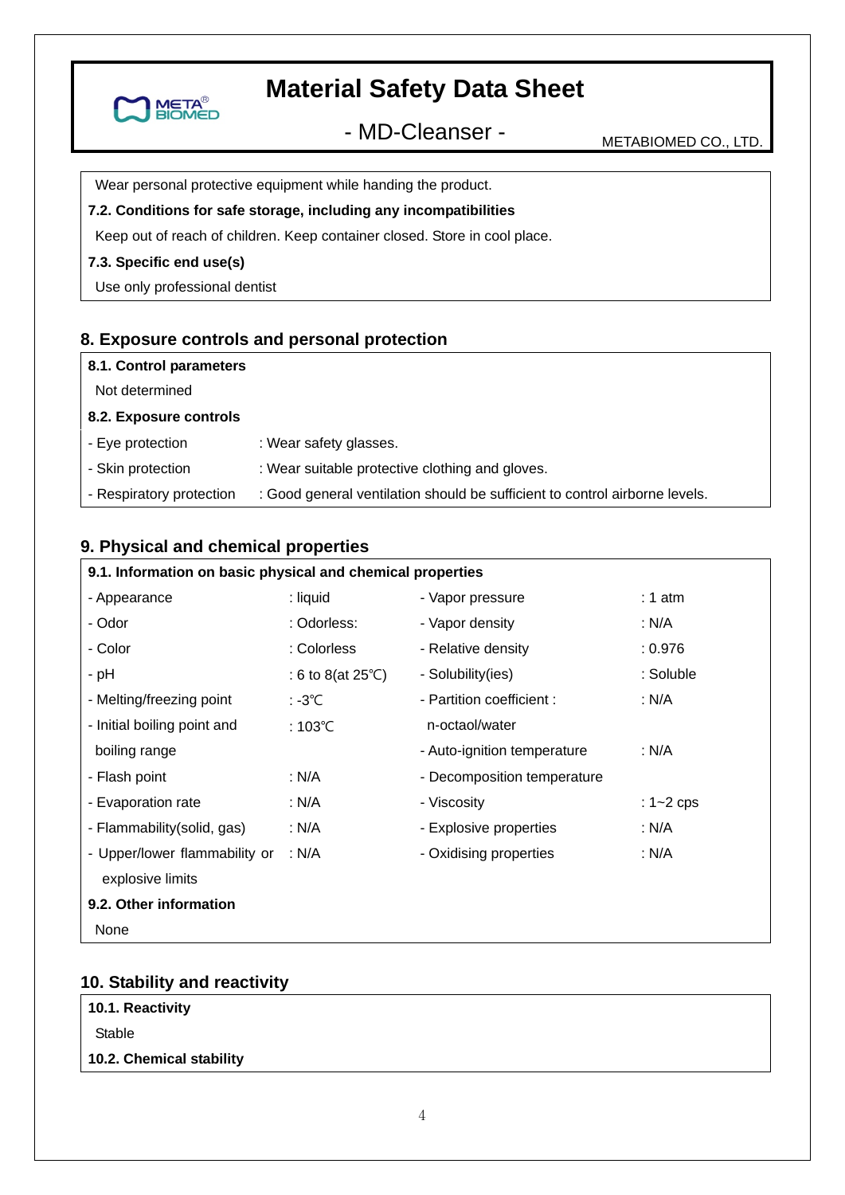Wear personal protective equipment while handing the product.

**7.2. Conditions for safe storage, including any incompatibilities**

Keep out of reach of children. Keep container closed. Store in cool place.

**7.3. Specific end use(s)**

Use only professional dentist

## 8. Exposure controls and personal protection

**8.1. Control parameters**

Not determined

**8.2. Exposure controls**

- Eye protection : Wear safety glasses.
- Skin protection : Wear suitable protective clothing and gloves.
- Respiratory protection : Good general ventilation should be sufficient to control airborne levels.

## 9. Physical and chemical properties

**9.1. Information on basic physical and chemical properties**

| | | | |
|---|---|---|---|
| - Appearance | : liquid | - Vapor pressure | : 1 atm |
| - Odor | : Odorless: | - Vapor density | : N/A |
| - Color | : Colorless | - Relative density | : 0.976 |
| - pH | : 6 to 8(at 25℃) | - Solubility(ies) | : Soluble |
| - Melting/freezing point | : -3℃ | - Partition coefficient : n-octaol/water | : N/A |
| - Initial boiling point and boiling range | : 103℃ | - Auto-ignition temperature | : N/A |
| - Flash point | : N/A | - Decomposition temperature | |
| - Evaporation rate | : N/A | - Viscosity | : 1~2 cps |
| - Flammability(solid, gas) | : N/A | - Explosive properties | : N/A |
| - Upper/lower flammability or explosive limits | : N/A | - Oxidising properties | : N/A |

**9.2. Other information**

None

## 10. Stability and reactivity

**10.1. Reactivity**

Stable

**10.2. Chemical stability**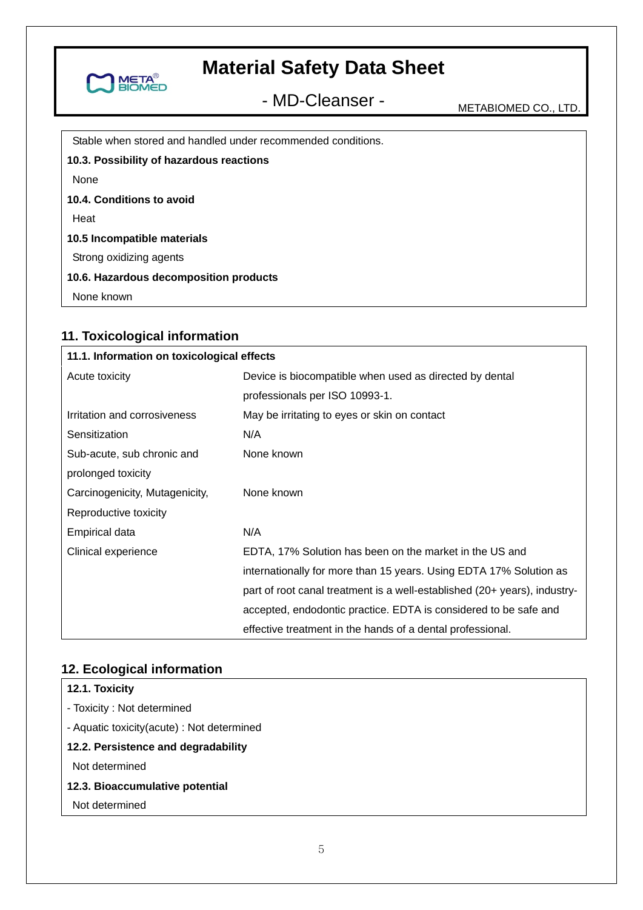Stable when stored and handled under recommended conditions.

**10.3. Possibility of hazardous reactions**

None

**10.4. Conditions to avoid**

Heat

**10.5 Incompatible materials**

Strong oxidizing agents

**10.6. Hazardous decomposition products**

None known

## 11. Toxicological information

**11.1. Information on toxicological effects**

| | |
|---|---|
| Acute toxicity | Device is biocompatible when used as directed by dental professionals per ISO 10993-1. |
| Irritation and corrosiveness | May be irritating to eyes or skin on contact |
| Sensitization | N/A |
| Sub-acute, sub chronic and prolonged toxicity | None known |
| Carcinogenicity, Mutagenicity, Reproductive toxicity | None known |
| Empirical data | N/A |
| Clinical experience | EDTA, 17% Solution has been on the market in the US and internationally for more than 15 years. Using EDTA 17% Solution as part of root canal treatment is a well-established (20+ years), industry-accepted, endodontic practice. EDTA is considered to be safe and effective treatment in the hands of a dental professional. |

## 12. Ecological information

**12.1. Toxicity**

- Toxicity : Not determined
- Aquatic toxicity(acute) : Not determined

**12.2. Persistence and degradability**

Not determined

**12.3. Bioaccumulative potential**

Not determined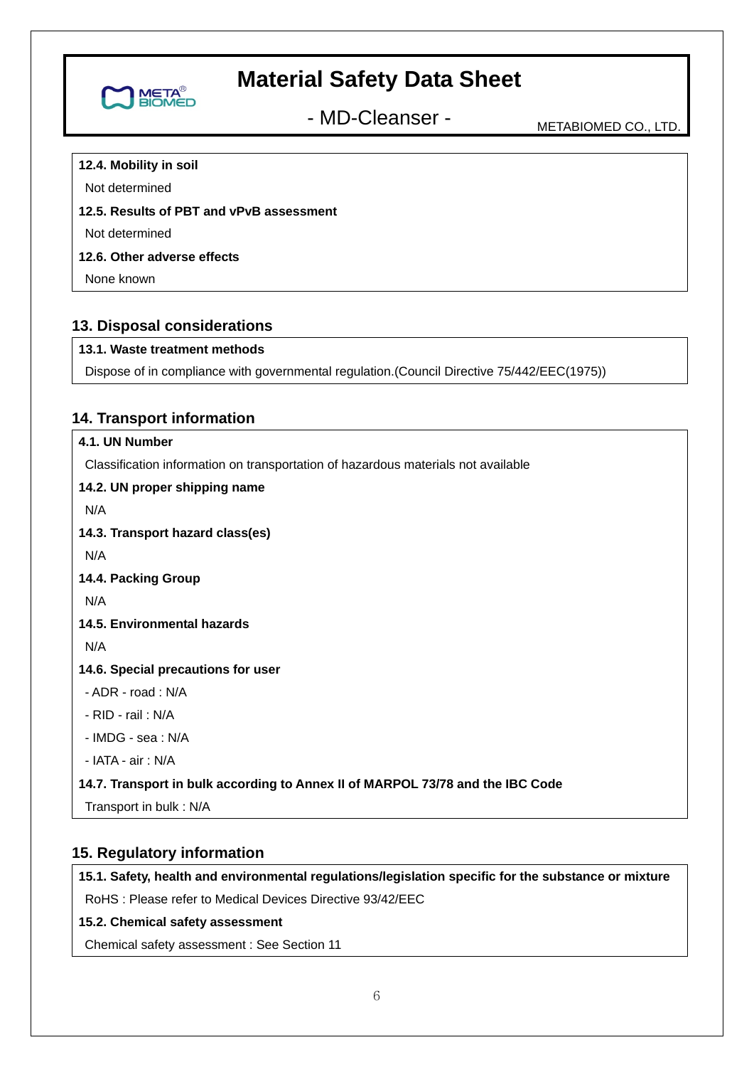#### 12.4. Mobility in soil

Not determined

#### 12.5. Results of PBT and vPvB assessment

Not determined

#### 12.6. Other adverse effects

None known

## 13. Disposal considerations

#### 13.1. Waste treatment methods

Dispose of in compliance with governmental regulation.(Council Directive 75/442/EEC(1975))

## 14. Transport information

#### 4.1. UN Number

Classification information on transportation of hazardous materials not available

#### 14.2. UN proper shipping name

N/A

#### 14.3. Transport hazard class(es)

N/A

#### 14.4. Packing Group

N/A

#### 14.5. Environmental hazards

N/A

#### 14.6. Special precautions for user

- ADR - road : N/A
- RID - rail : N/A
- IMDG - sea : N/A
- IATA - air : N/A

#### 14.7. Transport in bulk according to Annex II of MARPOL 73/78 and the IBC Code

Transport in bulk : N/A

## 15. Regulatory information

#### 15.1. Safety, health and environmental regulations/legislation specific for the substance or mixture

RoHS : Please refer to Medical Devices Directive 93/42/EEC

#### 15.2. Chemical safety assessment

Chemical safety assessment : See Section 11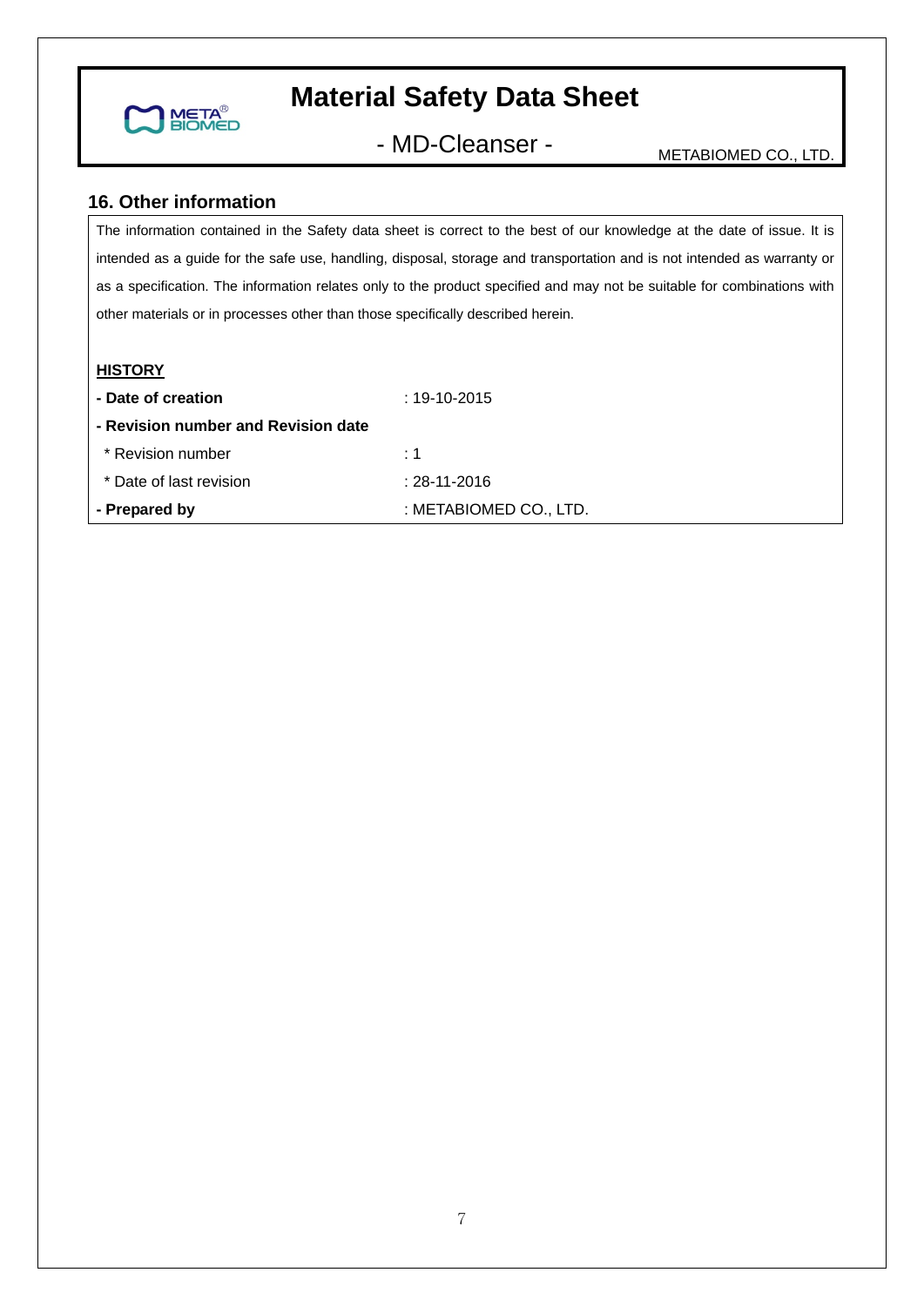## 16. Other information

The information contained in the Safety data sheet is correct to the best of our knowledge at the date of issue. It is intended as a guide for the safe use, handling, disposal, storage and transportation and is not intended as warranty or as a specification. The information relates only to the product specified and may not be suitable for combinations with other materials or in processes other than those specifically described herein.

**HISTORY**

**- Date of creation** : 19-10-2015

**- Revision number and Revision date**

* Revision number : 1
* Date of last revision : 28-11-2016

**- Prepared by** : METABIOMED CO., LTD.